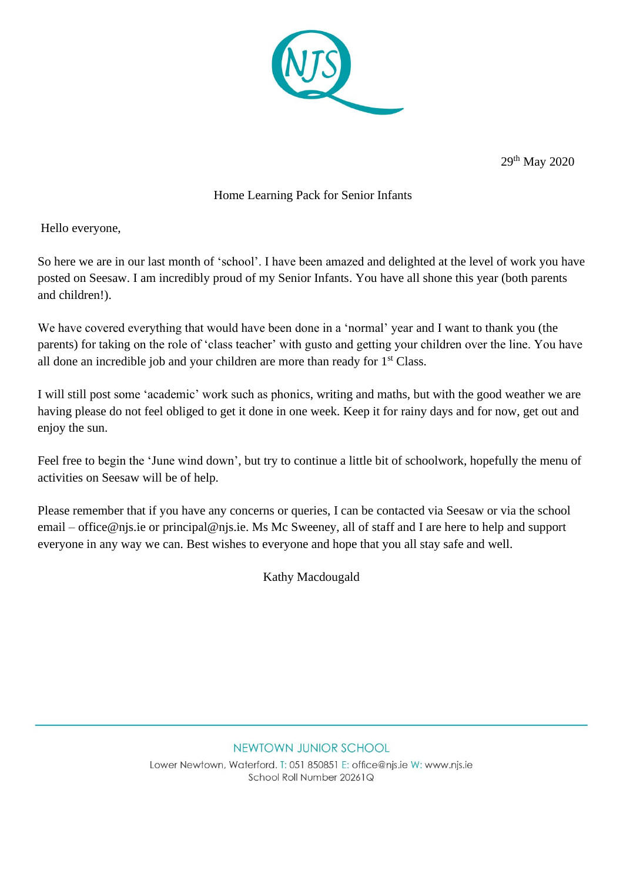29th May 2020

## Home Learning Pack for Senior Infants

Hello everyone,

So here we are in our last month of 'school'. I have been amazed and delighted at the level of work you have posted on Seesaw. I am incredibly proud of my Senior Infants. You have all shone this year (both parents and children!).

We have covered everything that would have been done in a 'normal' year and I want to thank you (the parents) for taking on the role of 'class teacher' with gusto and getting your children over the line. You have all done an incredible job and your children are more than ready for 1st Class.

I will still post some 'academic' work such as phonics, writing and maths, but with the good weather we are having please do not feel obliged to get it done in one week. Keep it for rainy days and for now, get out and enjoy the sun.

Feel free to begin the 'June wind down', but try to continue a little bit of schoolwork, hopefully the menu of activities on Seesaw will be of help.

Please remember that if you have any concerns or queries, I can be contacted via Seesaw or via the school email – office@njs.ie or principal@njs.ie. Ms Mc Sweeney, all of staff and I are here to help and support everyone in any way we can. Best wishes to everyone and hope that you all stay safe and well.

Kathy Macdougald

NEWTOWN JUNIOR SCHOOL

Lower Newtown, Waterford. T: 051 850851 E: office@njs.ie W: www.njs.ie
School Roll Number 20261Q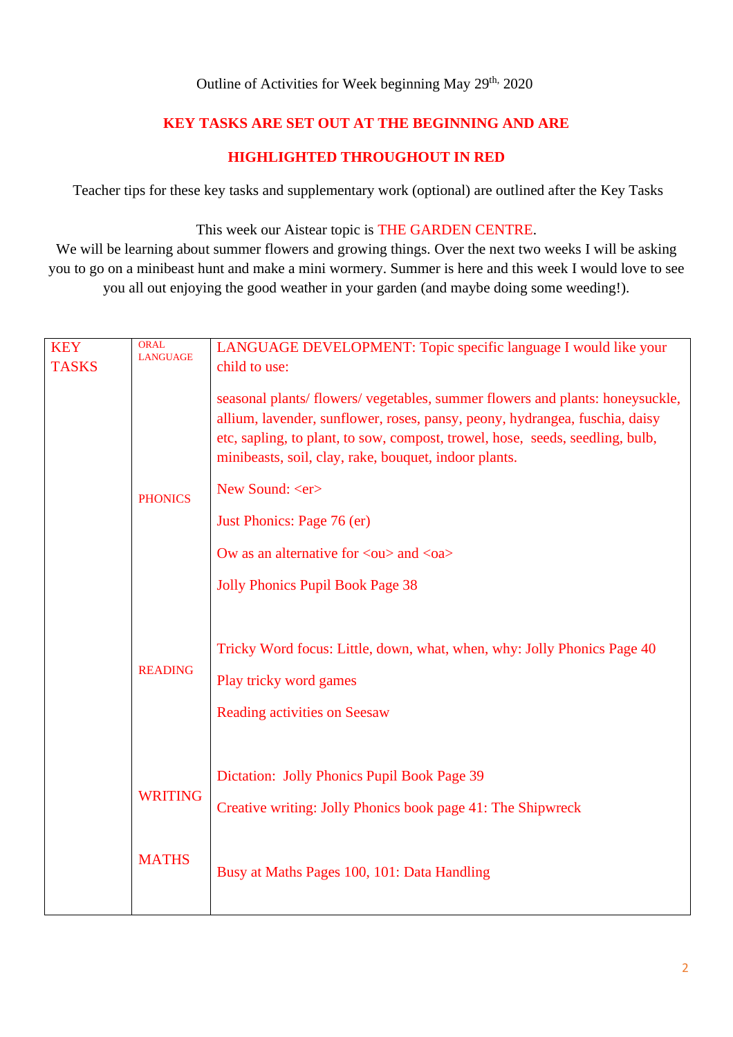Outline of Activities for Week beginning May 29th, 2020

**KEY TASKS ARE SET OUT AT THE BEGINNING AND ARE**

**HIGHLIGHTED THROUGHOUT IN RED**

Teacher tips for these key tasks and supplementary work (optional) are outlined after the Key Tasks

This week our Aistear topic is THE GARDEN CENTRE.
We will be learning about summer flowers and growing things. Over the next two weeks I will be asking you to go on a minibeast hunt and make a mini wormery. Summer is here and this week I would love to see you all out enjoying the good weather in your garden (and maybe doing some weeding!).

| KEY TASKS | | |
|---|---|---|
| | ORAL LANGUAGE | LANGUAGE DEVELOPMENT: Topic specific language I would like your child to use:<br><br>seasonal plants/ flowers/ vegetables, summer flowers and plants: honeysuckle, allium, lavender, sunflower, roses, pansy, peony, hydrangea, fuschia, daisy etc, sapling, to plant, to sow, compost, trowel, hose, seeds, seedling, bulb, minibeasts, soil, clay, rake, bouquet, indoor plants. |
| | PHONICS | New Sound: <er><br><br>Just Phonics: Page 76 (er)<br><br>Ow as an alternative for <ou> and <oa><br><br>Jolly Phonics Pupil Book Page 38 |
| | READING | Tricky Word focus: Little, down, what, when, why: Jolly Phonics Page 40<br><br>Play tricky word games<br><br>Reading activities on Seesaw |
| | WRITING | Dictation: Jolly Phonics Pupil Book Page 39<br><br>Creative writing: Jolly Phonics book page 41: The Shipwreck |
| | MATHS | Busy at Maths Pages 100, 101: Data Handling |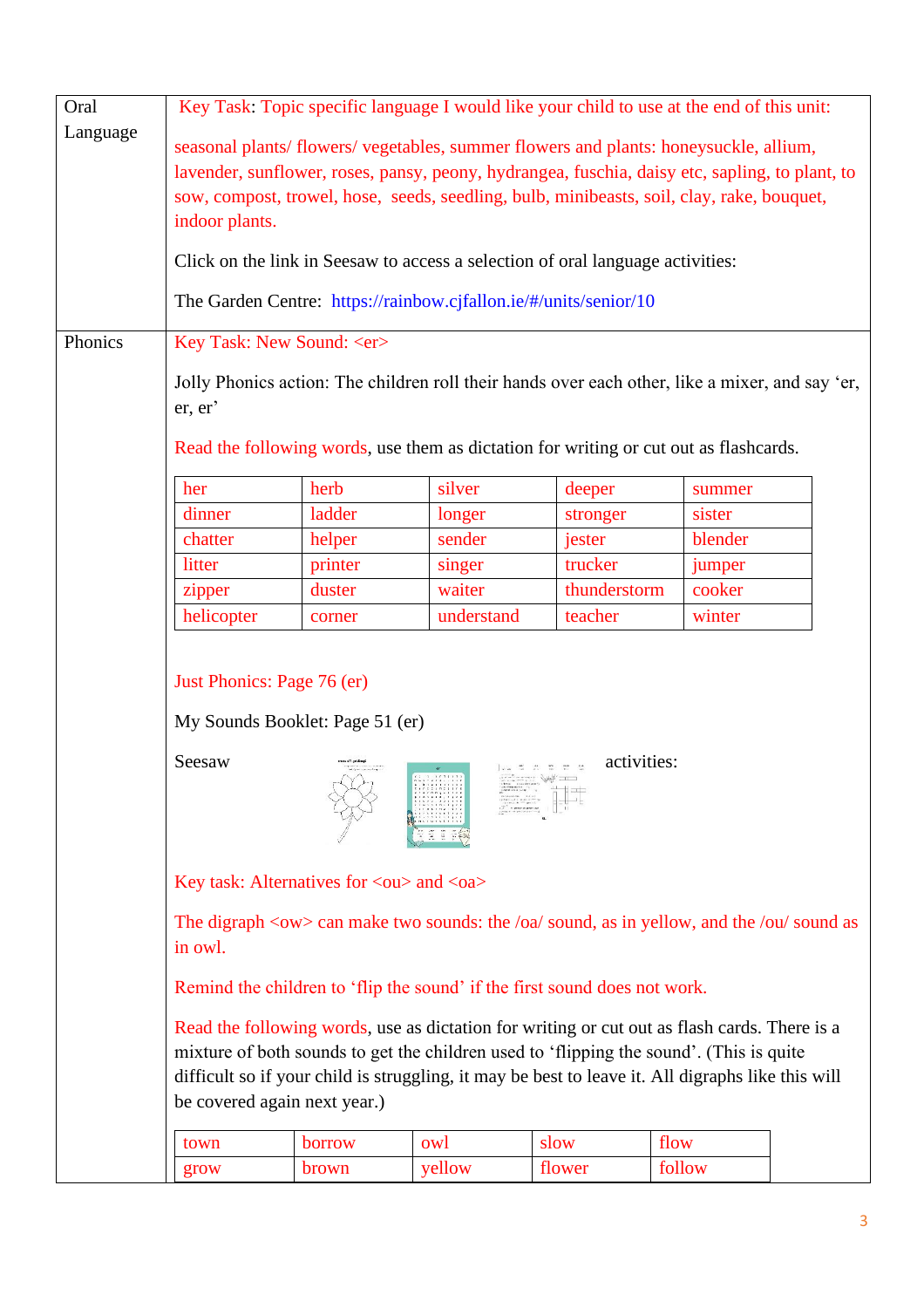**Oral Language**

Key Task: Topic specific language I would like your child to use at the end of this unit:

seasonal plants/ flowers/ vegetables, summer flowers and plants: honeysuckle, allium, lavender, sunflower, roses, pansy, peony, hydrangea, fuschia, daisy etc, sapling, to plant, to sow, compost, trowel, hose, seeds, seedling, bulb, minibeasts, soil, clay, rake, bouquet, indoor plants.

Click on the link in Seesaw to access a selection of oral language activities:

The Garden Centre: https://rainbow.cjfallon.ie/#/units/senior/10

**Phonics**

Key Task: New Sound: <er>

Jolly Phonics action: The children roll their hands over each other, like a mixer, and say 'er, er, er'

Read the following words, use them as dictation for writing or cut out as flashcards.

| her | herb | silver | deeper | summer |
|---|---|---|---|---|
| dinner | ladder | longer | stronger | sister |
| chatter | helper | sender | jester | blender |
| litter | printer | singer | trucker | jumper |
| zipper | duster | waiter | thunderstorm | cooker |
| helicopter | corner | understand | teacher | winter |

Just Phonics: Page 76 (er)

My Sounds Booklet: Page 51 (er)

Seesaw activities:

Key task: Alternatives for <ou> and <oa>

The digraph <ow> can make two sounds: the /oa/ sound, as in yellow, and the /ou/ sound as in owl.

Remind the children to 'flip the sound' if the first sound does not work.

Read the following words, use as dictation for writing or cut out as flash cards. There is a mixture of both sounds to get the children used to 'flipping the sound'. (This is quite difficult so if your child is struggling, it may be best to leave it. All digraphs like this will be covered again next year.)

| town | borrow | owl | slow | flow |
|---|---|---|---|---|
| grow | brown | yellow | flower | follow |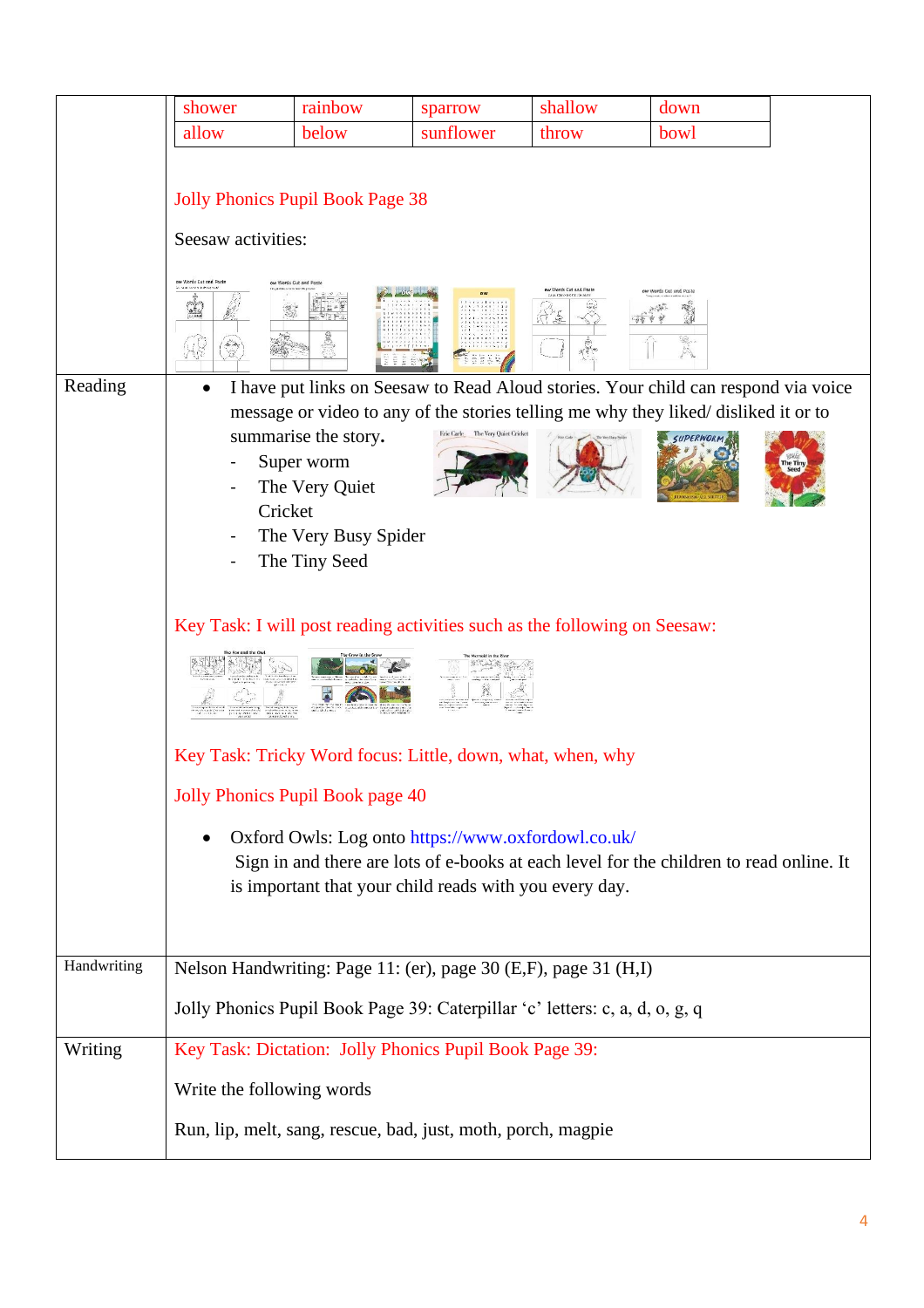| | |
|---|---|
| | shower · rainbow · sparrow · shallow · down<br>allow · below · sunflower · throw · bowl<br><br>Jolly Phonics Pupil Book Page 38<br><br>Seesaw activities: |
| Reading | • I have put links on Seesaw to Read Aloud stories. Your child can respond via voice message or video to any of the stories telling me why they liked/ disliked it or to summarise the story.<br>- Super worm<br>- The Very Quiet Cricket<br>- The Very Busy Spider<br>- The Tiny Seed<br><br>Key Task: I will post reading activities such as the following on Seesaw:<br><br>Key Task: Tricky Word focus: Little, down, what, when, why<br><br>Jolly Phonics Pupil Book page 40<br><br>• Oxford Owls: Log onto https://www.oxfordowl.co.uk/ Sign in and there are lots of e-books at each level for the children to read online. It is important that your child reads with you every day. |
| Handwriting | Nelson Handwriting: Page 11: (er), page 30 (E,F), page 31 (H,I)<br><br>Jolly Phonics Pupil Book Page 39: Caterpillar 'c' letters: c, a, d, o, g, q |
| Writing | Key Task: Dictation: Jolly Phonics Pupil Book Page 39:<br><br>Write the following words<br><br>Run, lip, melt, sang, rescue, bad, just, moth, porch, magpie |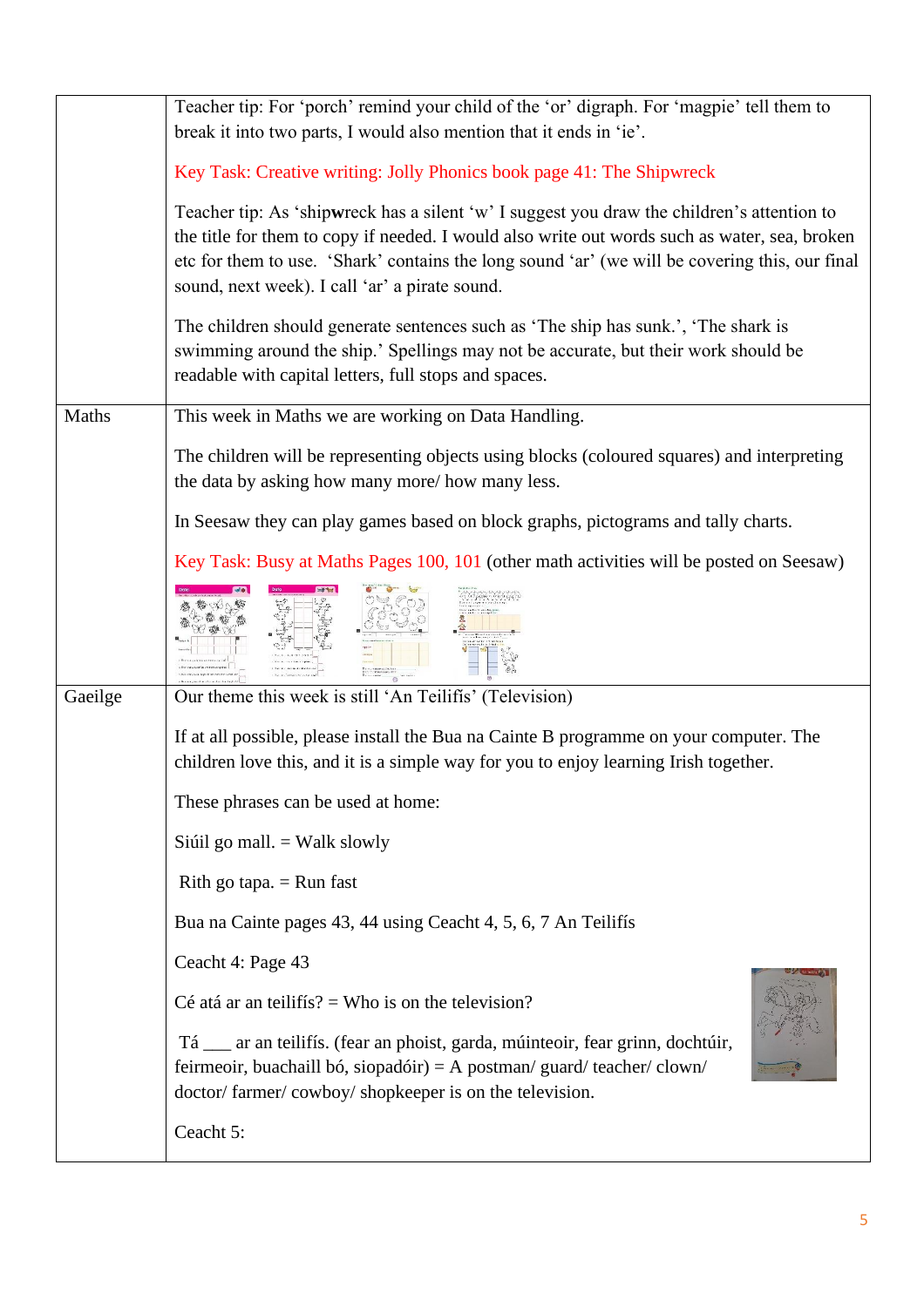| | |
|---|---|
| | Teacher tip: For 'porch' remind your child of the 'or' digraph. For 'magpie' tell them to break it into two parts, I would also mention that it ends in 'ie'.<br><br>Key Task: Creative writing: Jolly Phonics book page 41: The Shipwreck<br><br>Teacher tip: As 'ship**w**reck has a silent 'w' I suggest you draw the children's attention to the title for them to copy if needed. I would also write out words such as water, sea, broken etc for them to use. 'Shark' contains the long sound 'ar' (we will be covering this, our final sound, next week). I call 'ar' a pirate sound.<br><br>The children should generate sentences such as 'The ship has sunk.', 'The shark is swimming around the ship.' Spellings may not be accurate, but their work should be readable with capital letters, full stops and spaces. |
| Maths | This week in Maths we are working on Data Handling.<br><br>The children will be representing objects using blocks (coloured squares) and interpreting the data by asking how many more/ how many less.<br><br>In Seesaw they can play games based on block graphs, pictograms and tally charts.<br><br>Key Task: Busy at Maths Pages 100, 101 (other math activities will be posted on Seesaw) |
| Gaeilge | Our theme this week is still 'An Teilifís' (Television)<br><br>If at all possible, please install the Bua na Cainte B programme on your computer. The children love this, and it is a simple way for you to enjoy learning Irish together.<br><br>These phrases can be used at home:<br><br>Siúil go mall. = Walk slowly<br><br>Rith go tapa. = Run fast<br><br>Bua na Cainte pages 43, 44 using Ceacht 4, 5, 6, 7 An Teilifís<br><br>Ceacht 4: Page 43<br><br>Cé atá ar an teilifís? = Who is on the television?<br><br>Tá ___ ar an teilifís. (fear an phoist, garda, múinteoir, fear grinn, dochtúir, feirmeoir, buachaill bó, siopadóir) = A postman/ guard/ teacher/ clown/ doctor/ farmer/ cowboy/ shopkeeper is on the television.<br><br>Ceacht 5: |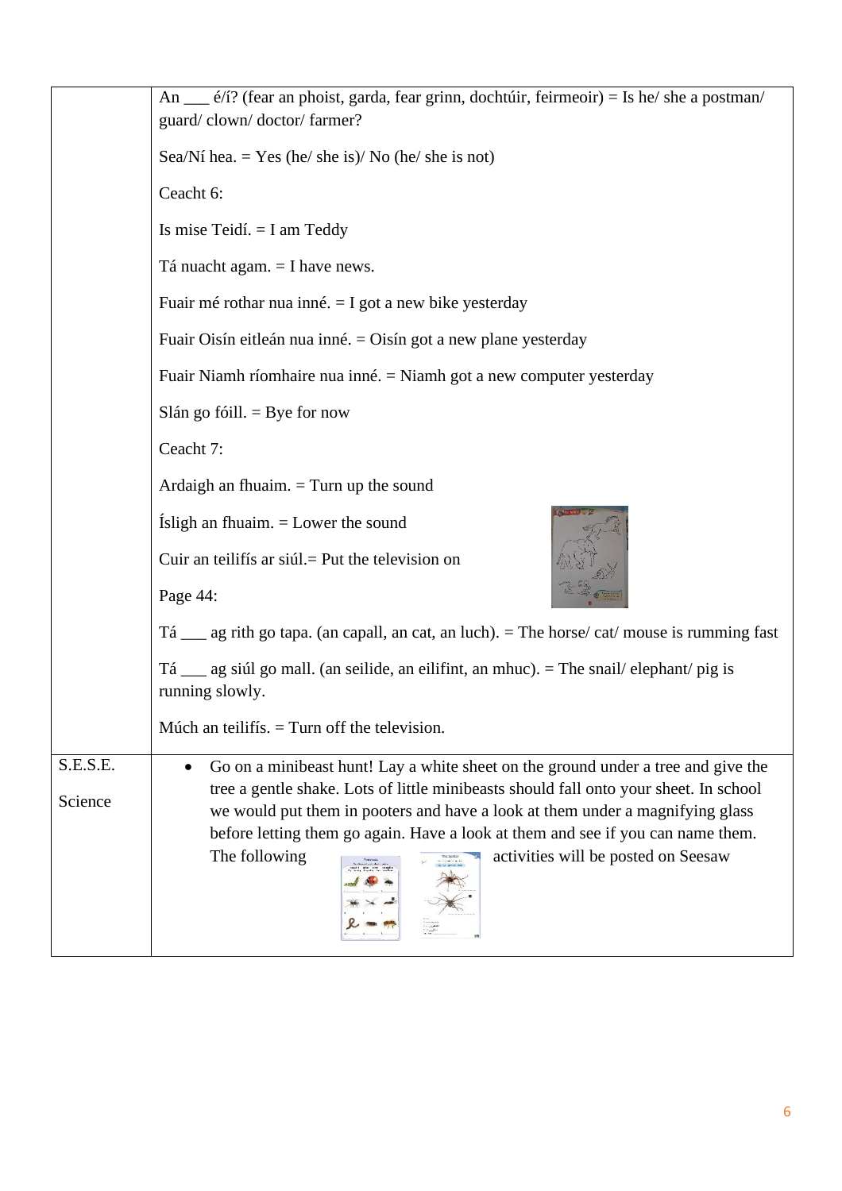| | |
|---|---|
| | An ___ é/í? (fear an phoist, garda, fear grinn, dochtúir, feirmeoir) = Is he/ she a postman/ guard/ clown/ doctor/ farmer?<br><br>Sea/Ní hea. = Yes (he/ she is)/ No (he/ she is not)<br><br>Ceacht 6:<br><br>Is mise Teidí. = I am Teddy<br><br>Tá nuacht agam. = I have news.<br><br>Fuair mé rothar nua inné. = I got a new bike yesterday<br><br>Fuair Oisín eitleán nua inné. = Oisín got a new plane yesterday<br><br>Fuair Niamh ríomhaire nua inné. = Niamh got a new computer yesterday<br><br>Slán go fóill. = Bye for now<br><br>Ceacht 7:<br><br>Ardaigh an fhuaim. = Turn up the sound<br><br>Ísligh an fhuaim. = Lower the sound<br><br>Cuir an teilifís ar siúl.= Put the television on<br><br>Page 44:<br><br>Tá ___ ag rith go tapa. (an capall, an cat, an luch). = The horse/ cat/ mouse is rumming fast<br><br>Tá ___ ag siúl go mall. (an seilide, an eilifint, an mhuc). = The snail/ elephant/ pig is running slowly.<br><br>Múch an teilifís. = Turn off the television. |
| S.E.S.E.<br><br>Science | • Go on a minibeast hunt! Lay a white sheet on the ground under a tree and give the tree a gentle shake. Lots of little minibeasts should fall onto your sheet. In school we would put them in pooters and have a look at them under a magnifying glass before letting them go again. Have a look at them and see if you can name them. The following activities will be posted on Seesaw |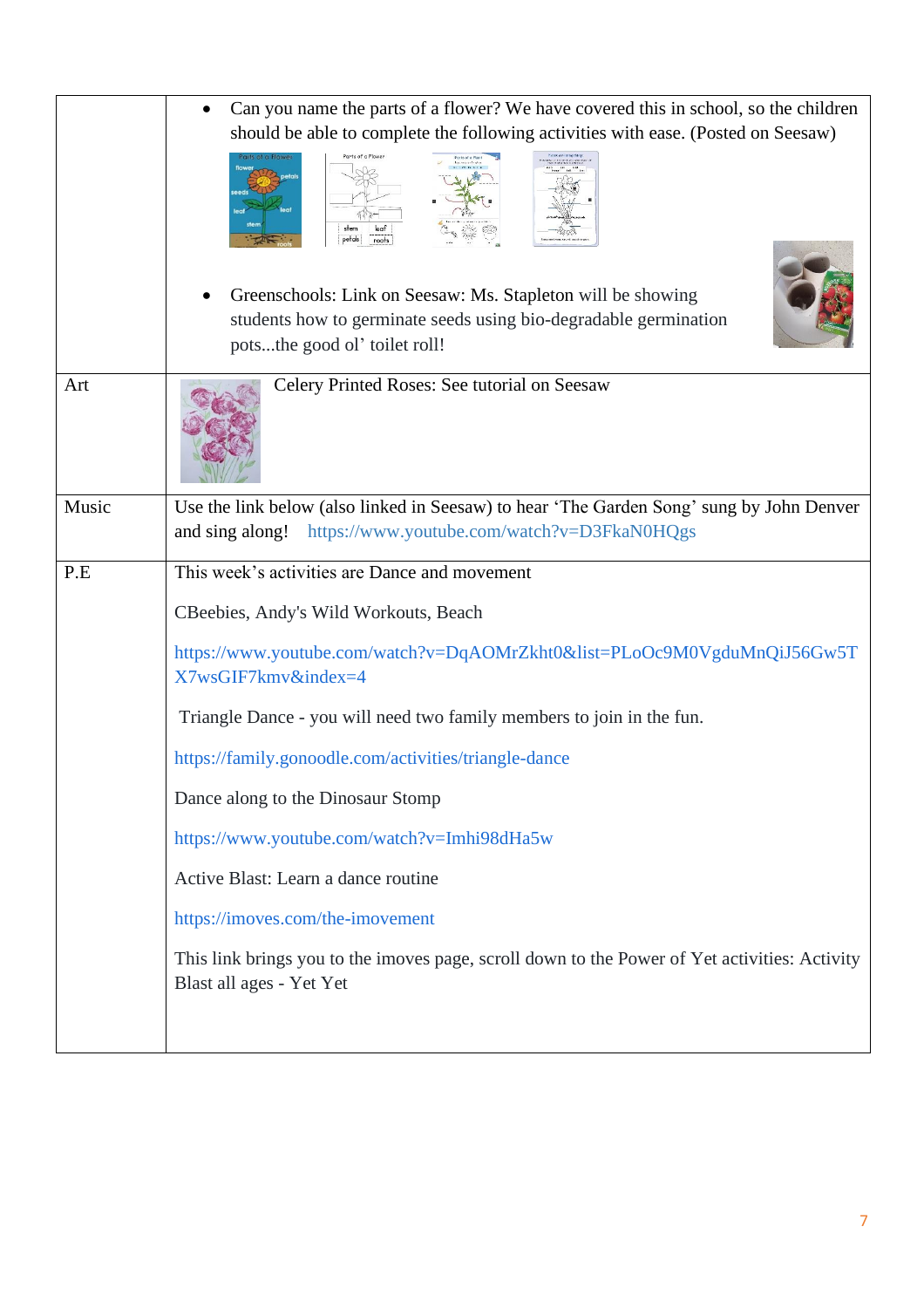| | |
|---|---|
| | • Can you name the parts of a flower? We have covered this in school, so the children should be able to complete the following activities with ease. (Posted on Seesaw)<br><br>• Greenschools: Link on Seesaw: Ms. Stapleton will be showing students how to germinate seeds using bio-degradable germination pots...the good ol' toilet roll! |
| Art | Celery Printed Roses: See tutorial on Seesaw |
| Music | Use the link below (also linked in Seesaw) to hear 'The Garden Song' sung by John Denver and sing along! https://www.youtube.com/watch?v=D3FkaN0HQgs |
| P.E | This week's activities are Dance and movement<br><br>CBeebies, Andy's Wild Workouts, Beach<br><br>https://www.youtube.com/watch?v=DqAOMrZkht0&list=PLoOc9M0VgduMnQiJ56Gw5TX7wsGIF7kmv&index=4<br><br>Triangle Dance - you will need two family members to join in the fun.<br><br>https://family.gonoodle.com/activities/triangle-dance<br><br>Dance along to the Dinosaur Stomp<br><br>https://www.youtube.com/watch?v=Imhi98dHa5w<br><br>Active Blast: Learn a dance routine<br><br>https://imoves.com/the-imovement<br><br>This link brings you to the imoves page, scroll down to the Power of Yet activities: Activity Blast all ages - Yet Yet |